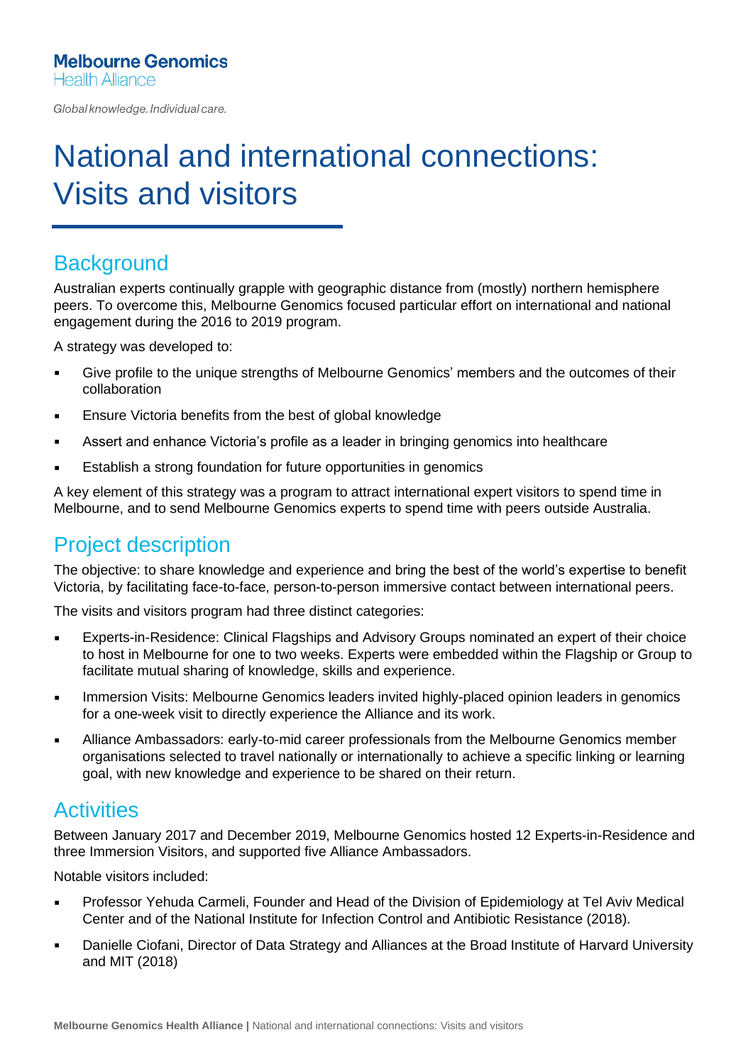**Melbourne Genomics**
Health Alliance

*Global knowledge. Individual care.*

# National and international connections: Visits and visitors

## Background

Australian experts continually grapple with geographic distance from (mostly) northern hemisphere peers. To overcome this, Melbourne Genomics focused particular effort on international and national engagement during the 2016 to 2019 program.

A strategy was developed to:

- Give profile to the unique strengths of Melbourne Genomics' members and the outcomes of their collaboration
- Ensure Victoria benefits from the best of global knowledge
- Assert and enhance Victoria's profile as a leader in bringing genomics into healthcare
- Establish a strong foundation for future opportunities in genomics

A key element of this strategy was a program to attract international expert visitors to spend time in Melbourne, and to send Melbourne Genomics experts to spend time with peers outside Australia.

## Project description

The objective: to share knowledge and experience and bring the best of the world's expertise to benefit Victoria, by facilitating face-to-face, person-to-person immersive contact between international peers.

The visits and visitors program had three distinct categories:

- Experts-in-Residence: Clinical Flagships and Advisory Groups nominated an expert of their choice to host in Melbourne for one to two weeks. Experts were embedded within the Flagship or Group to facilitate mutual sharing of knowledge, skills and experience.
- Immersion Visits: Melbourne Genomics leaders invited highly-placed opinion leaders in genomics for a one-week visit to directly experience the Alliance and its work.
- Alliance Ambassadors: early-to-mid career professionals from the Melbourne Genomics member organisations selected to travel nationally or internationally to achieve a specific linking or learning goal, with new knowledge and experience to be shared on their return.

## Activities

Between January 2017 and December 2019, Melbourne Genomics hosted 12 Experts-in-Residence and three Immersion Visitors, and supported five Alliance Ambassadors.

Notable visitors included:

- Professor Yehuda Carmeli, Founder and Head of the Division of Epidemiology at Tel Aviv Medical Center and of the National Institute for Infection Control and Antibiotic Resistance (2018).
- Danielle Ciofani, Director of Data Strategy and Alliances at the Broad Institute of Harvard University and MIT (2018)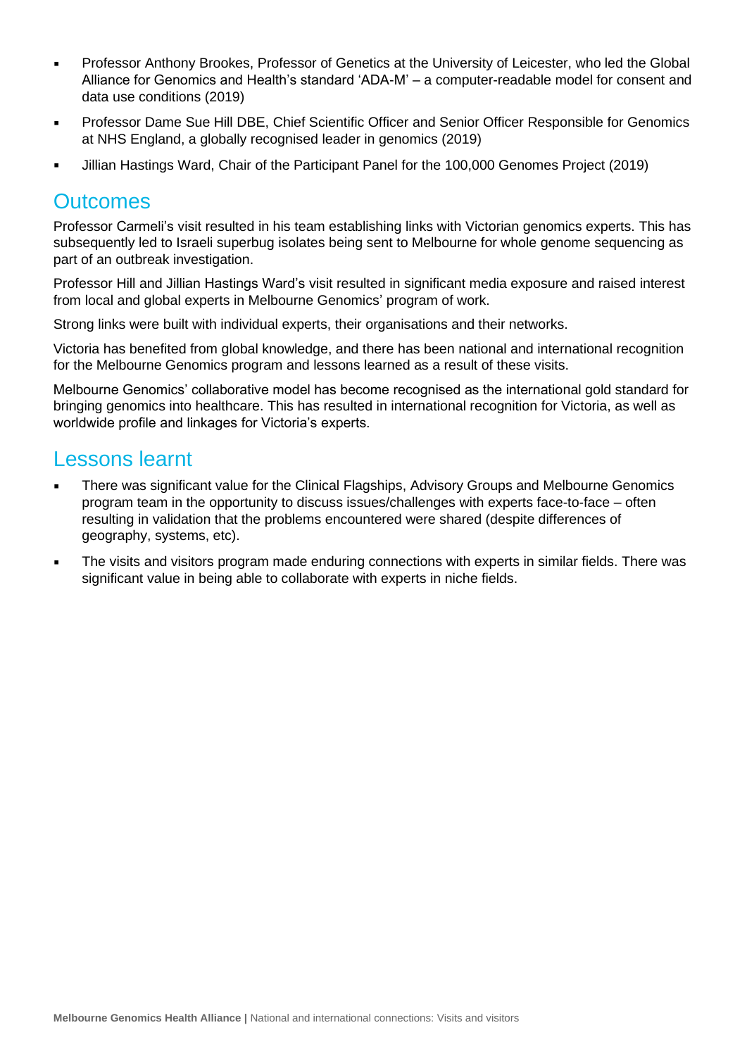- Professor Anthony Brookes, Professor of Genetics at the University of Leicester, who led the Global Alliance for Genomics and Health's standard 'ADA-M' – a computer-readable model for consent and data use conditions (2019)
- Professor Dame Sue Hill DBE, Chief Scientific Officer and Senior Officer Responsible for Genomics at NHS England, a globally recognised leader in genomics (2019)
- Jillian Hastings Ward, Chair of the Participant Panel for the 100,000 Genomes Project (2019)

## Outcomes

Professor Carmeli's visit resulted in his team establishing links with Victorian genomics experts. This has subsequently led to Israeli superbug isolates being sent to Melbourne for whole genome sequencing as part of an outbreak investigation.

Professor Hill and Jillian Hastings Ward's visit resulted in significant media exposure and raised interest from local and global experts in Melbourne Genomics' program of work.

Strong links were built with individual experts, their organisations and their networks.

Victoria has benefited from global knowledge, and there has been national and international recognition for the Melbourne Genomics program and lessons learned as a result of these visits.

Melbourne Genomics' collaborative model has become recognised as the international gold standard for bringing genomics into healthcare. This has resulted in international recognition for Victoria, as well as worldwide profile and linkages for Victoria's experts.

## Lessons learnt

- There was significant value for the Clinical Flagships, Advisory Groups and Melbourne Genomics program team in the opportunity to discuss issues/challenges with experts face-to-face – often resulting in validation that the problems encountered were shared (despite differences of geography, systems, etc).
- The visits and visitors program made enduring connections with experts in similar fields. There was significant value in being able to collaborate with experts in niche fields.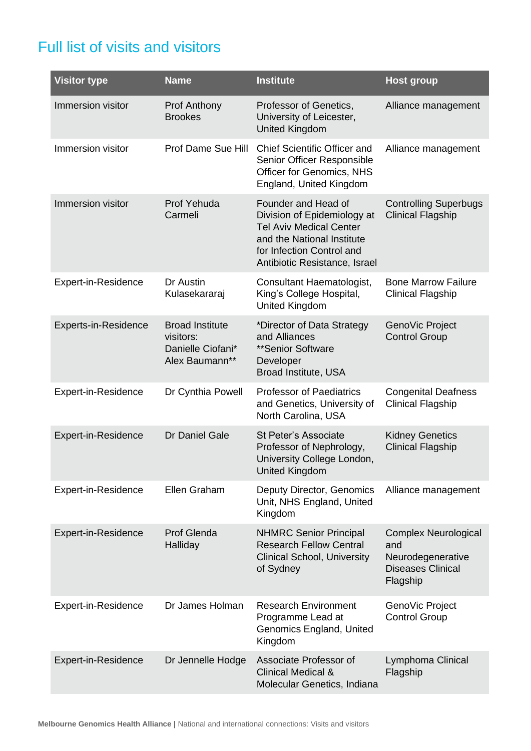## Full list of visits and visitors

| Visitor type | Name | Institute | Host group |
|---|---|---|---|
| Immersion visitor | Prof Anthony Brookes | Professor of Genetics, University of Leicester, United Kingdom | Alliance management |
| Immersion visitor | Prof Dame Sue Hill | Chief Scientific Officer and Senior Officer Responsible Officer for Genomics, NHS England, United Kingdom | Alliance management |
| Immersion visitor | Prof Yehuda Carmeli | Founder and Head of Division of Epidemiology at Tel Aviv Medical Center and the National Institute for Infection Control and Antibiotic Resistance, Israel | Controlling Superbugs Clinical Flagship |
| Expert-in-Residence | Dr Austin Kulasekararaj | Consultant Haematologist, King's College Hospital, United Kingdom | Bone Marrow Failure Clinical Flagship |
| Experts-in-Residence | Broad Institute visitors: Danielle Ciofani* Alex Baumann** | *Director of Data Strategy and Alliances **Senior Software Developer Broad Institute, USA | GenoVic Project Control Group |
| Expert-in-Residence | Dr Cynthia Powell | Professor of Paediatrics and Genetics, University of North Carolina, USA | Congenital Deafness Clinical Flagship |
| Expert-in-Residence | Dr Daniel Gale | St Peter's Associate Professor of Nephrology, University College London, United Kingdom | Kidney Genetics Clinical Flagship |
| Expert-in-Residence | Ellen Graham | Deputy Director, Genomics Unit, NHS England, United Kingdom | Alliance management |
| Expert-in-Residence | Prof Glenda Halliday | NHMRC Senior Principal Research Fellow Central Clinical School, University of Sydney | Complex Neurological and Neurodegenerative Diseases Clinical Flagship |
| Expert-in-Residence | Dr James Holman | Research Environment Programme Lead at Genomics England, United Kingdom | GenoVic Project Control Group |
| Expert-in-Residence | Dr Jennelle Hodge | Associate Professor of Clinical Medical & Molecular Genetics, Indiana | Lymphoma Clinical Flagship |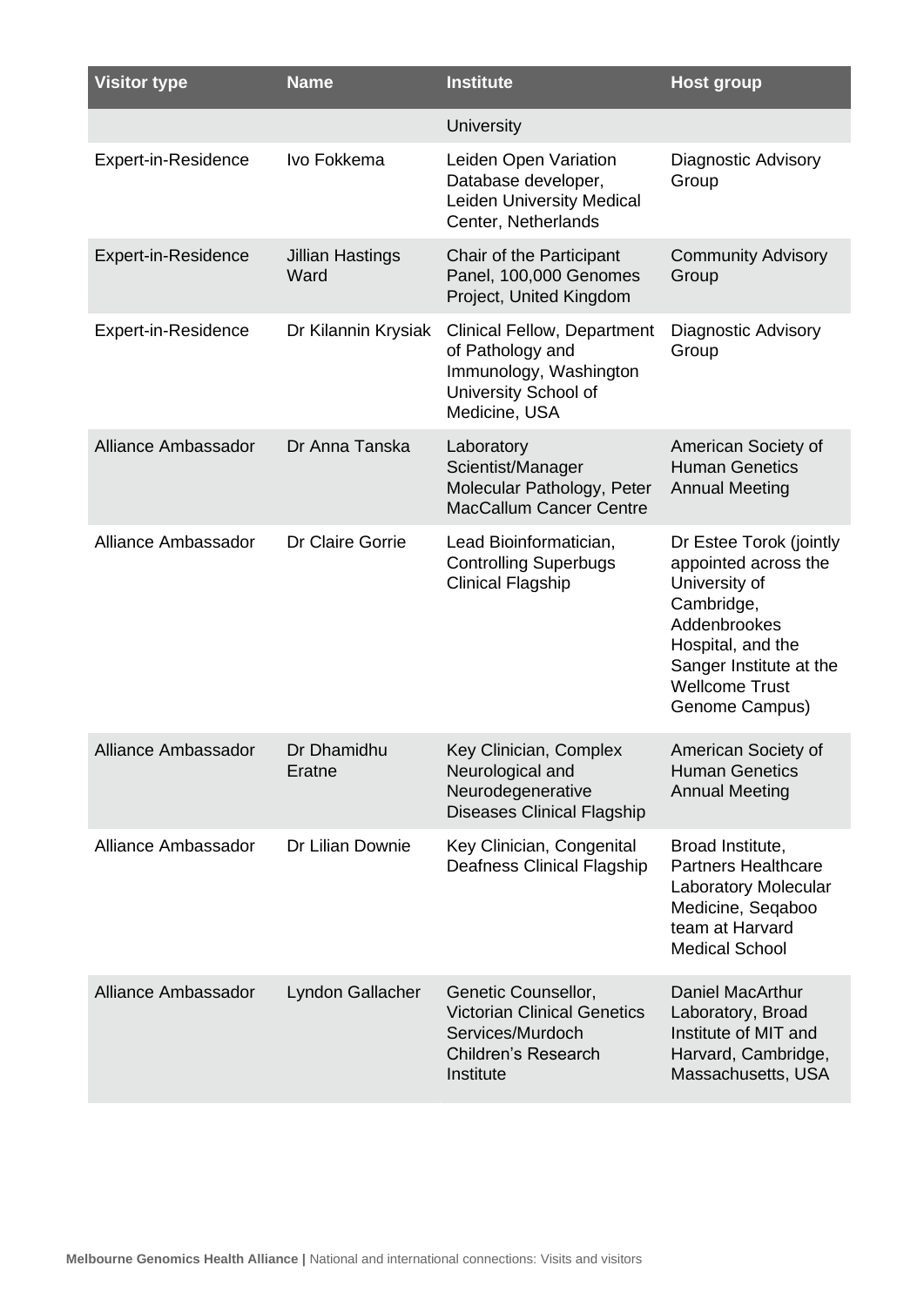| Visitor type | Name | Institute | Host group |
|---|---|---|---|
| | | University | |
| Expert-in-Residence | Ivo Fokkema | Leiden Open Variation Database developer, Leiden University Medical Center, Netherlands | Diagnostic Advisory Group |
| Expert-in-Residence | Jillian Hastings Ward | Chair of the Participant Panel, 100,000 Genomes Project, United Kingdom | Community Advisory Group |
| Expert-in-Residence | Dr Kilannin Krysiak | Clinical Fellow, Department of Pathology and Immunology, Washington University School of Medicine, USA | Diagnostic Advisory Group |
| Alliance Ambassador | Dr Anna Tanska | Laboratory Scientist/Manager Molecular Pathology, Peter MacCallum Cancer Centre | American Society of Human Genetics Annual Meeting |
| Alliance Ambassador | Dr Claire Gorrie | Lead Bioinformatician, Controlling Superbugs Clinical Flagship | Dr Estee Torok (jointly appointed across the University of Cambridge, Addenbrookes Hospital, and the Sanger Institute at the Wellcome Trust Genome Campus) |
| Alliance Ambassador | Dr Dhamidhu Eratne | Key Clinician, Complex Neurological and Neurodegenerative Diseases Clinical Flagship | American Society of Human Genetics Annual Meeting |
| Alliance Ambassador | Dr Lilian Downie | Key Clinician, Congenital Deafness Clinical Flagship | Broad Institute, Partners Healthcare Laboratory Molecular Medicine, Seqaboo team at Harvard Medical School |
| Alliance Ambassador | Lyndon Gallacher | Genetic Counsellor, Victorian Clinical Genetics Services/Murdoch Children's Research Institute | Daniel MacArthur Laboratory, Broad Institute of MIT and Harvard, Cambridge, Massachusetts, USA |